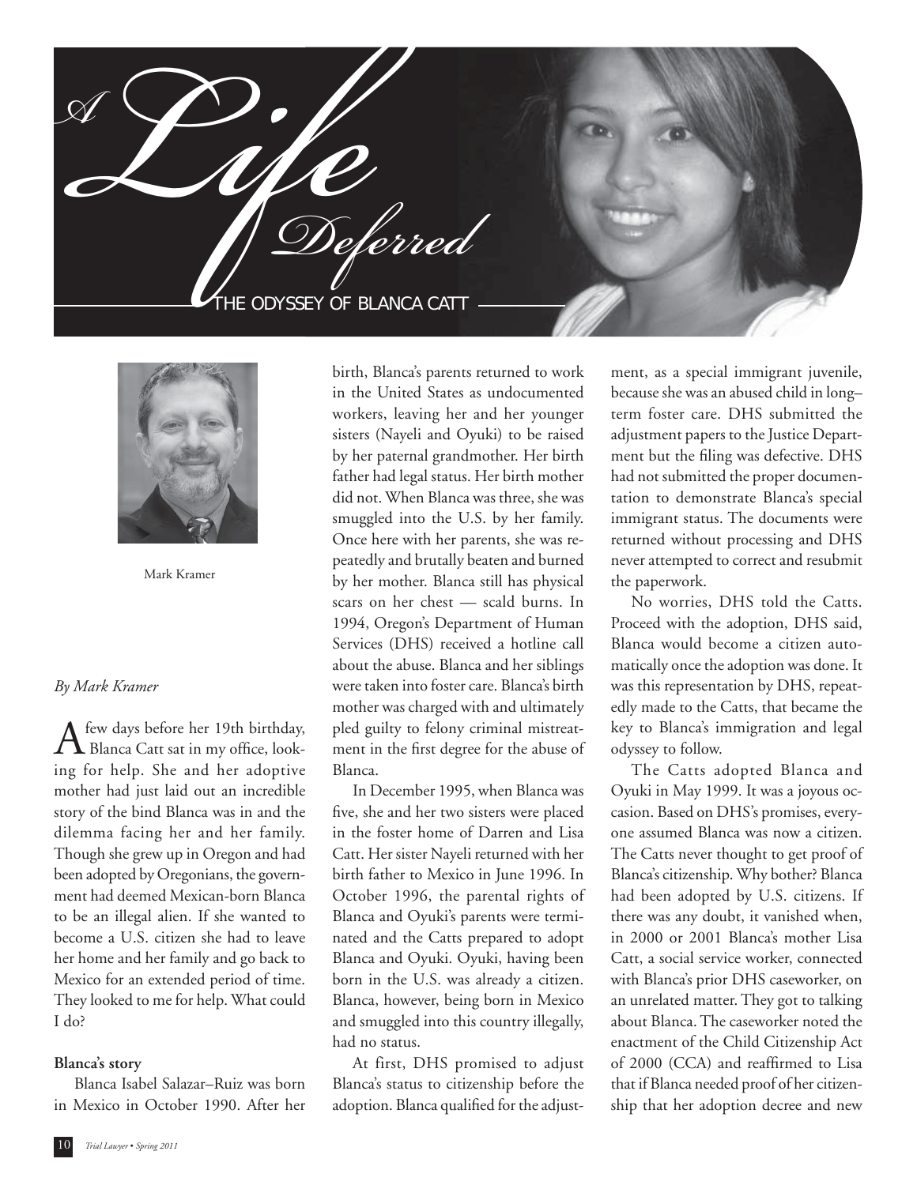# A Life Deferred

## THE ODYSSEY OF BLANCA CATT

Mark Kramer

*By Mark Kramer*

A few days before her 19th birthday, Blanca Catt sat in my office, looking for help. She and her adoptive mother had just laid out an incredible story of the bind Blanca was in and the dilemma facing her and her family. Though she grew up in Oregon and had been adopted by Oregonians, the government had deemed Mexican-born Blanca to be an illegal alien. If she wanted to become a U.S. citizen she had to leave her home and her family and go back to Mexico for an extended period of time. They looked to me for help. What could I do?

**Blanca's story**

Blanca Isabel Salazar–Ruiz was born in Mexico in October 1990. After her birth, Blanca's parents returned to work in the United States as undocumented workers, leaving her and her younger sisters (Nayeli and Oyuki) to be raised by her paternal grandmother. Her birth father had legal status. Her birth mother did not. When Blanca was three, she was smuggled into the U.S. by her family. Once here with her parents, she was repeatedly and brutally beaten and burned by her mother. Blanca still has physical scars on her chest — scald burns. In 1994, Oregon's Department of Human Services (DHS) received a hotline call about the abuse. Blanca and her siblings were taken into foster care. Blanca's birth mother was charged with and ultimately pled guilty to felony criminal mistreatment in the first degree for the abuse of Blanca.

In December 1995, when Blanca was five, she and her two sisters were placed in the foster home of Darren and Lisa Catt. Her sister Nayeli returned with her birth father to Mexico in June 1996. In October 1996, the parental rights of Blanca and Oyuki's parents were terminated and the Catts prepared to adopt Blanca and Oyuki. Oyuki, having been born in the U.S. was already a citizen. Blanca, however, being born in Mexico and smuggled into this country illegally, had no status.

At first, DHS promised to adjust Blanca's status to citizenship before the adoption. Blanca qualified for the adjustment, as a special immigrant juvenile, because she was an abused child in long–term foster care. DHS submitted the adjustment papers to the Justice Department but the filing was defective. DHS had not submitted the proper documentation to demonstrate Blanca's special immigrant status. The documents were returned without processing and DHS never attempted to correct and resubmit the paperwork.

No worries, DHS told the Catts. Proceed with the adoption, DHS said, Blanca would become a citizen automatically once the adoption was done. It was this representation by DHS, repeatedly made to the Catts, that became the key to Blanca's immigration and legal odyssey to follow.

The Catts adopted Blanca and Oyuki in May 1999. It was a joyous occasion. Based on DHS's promises, everyone assumed Blanca was now a citizen. The Catts never thought to get proof of Blanca's citizenship. Why bother? Blanca had been adopted by U.S. citizens. If there was any doubt, it vanished when, in 2000 or 2001 Blanca's mother Lisa Catt, a social service worker, connected with Blanca's prior DHS caseworker, on an unrelated matter. They got to talking about Blanca. The caseworker noted the enactment of the Child Citizenship Act of 2000 (CCA) and reaffirmed to Lisa that if Blanca needed proof of her citizenship that her adoption decree and new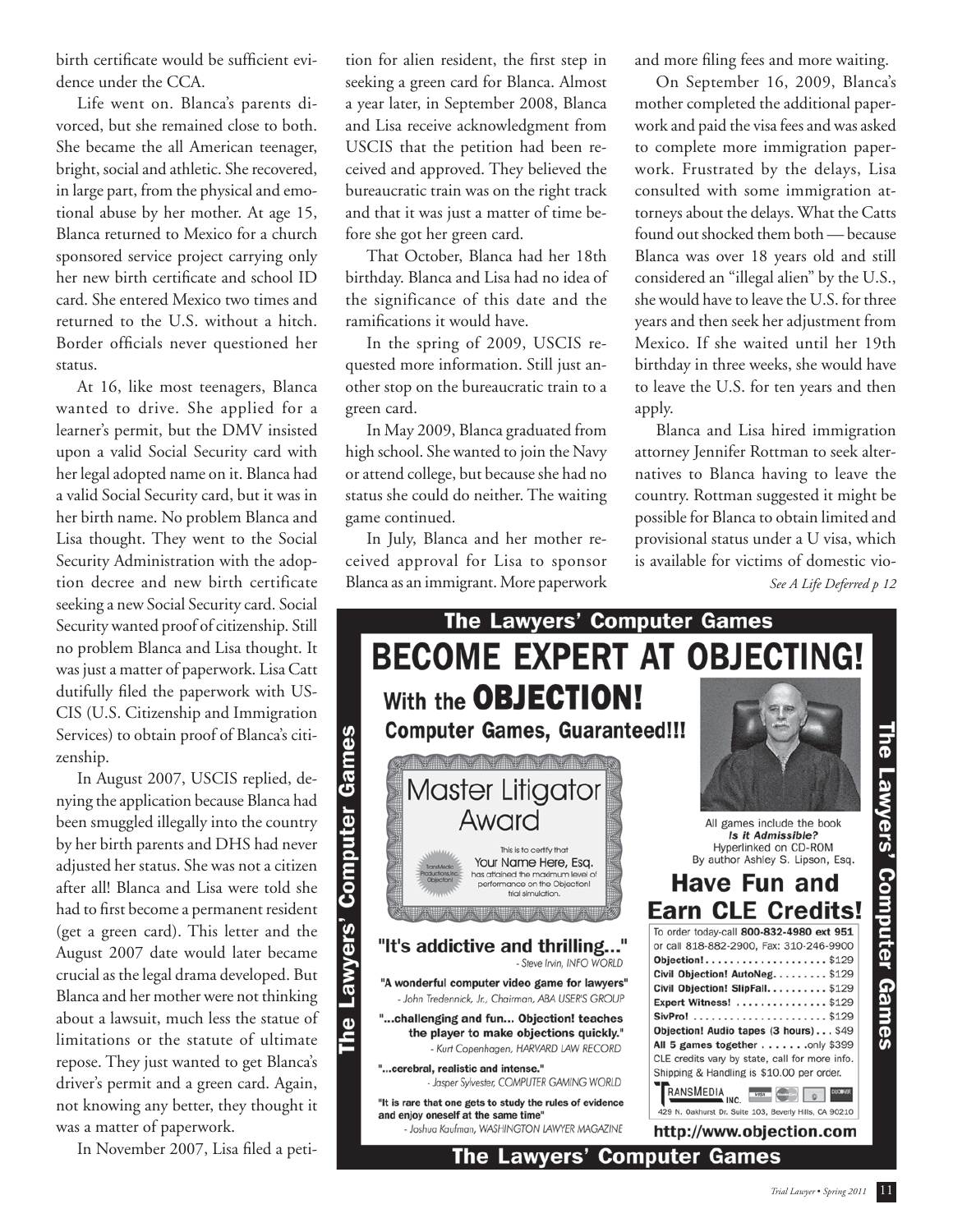birth certificate would be sufficient evidence under the CCA.

Life went on. Blanca's parents divorced, but she remained close to both. She became the all American teenager, bright, social and athletic. She recovered, in large part, from the physical and emotional abuse by her mother. At age 15, Blanca returned to Mexico for a church sponsored service project carrying only her new birth certificate and school ID card. She entered Mexico two times and returned to the U.S. without a hitch. Border officials never questioned her status.

At 16, like most teenagers, Blanca wanted to drive. She applied for a learner's permit, but the DMV insisted upon a valid Social Security card with her legal adopted name on it. Blanca had a valid Social Security card, but it was in her birth name. No problem Blanca and Lisa thought. They went to the Social Security Administration with the adoption decree and new birth certificate seeking a new Social Security card. Social Security wanted proof of citizenship. Still no problem Blanca and Lisa thought. It was just a matter of paperwork. Lisa Catt dutifully filed the paperwork with USCIS (U.S. Citizenship and Immigration Services) to obtain proof of Blanca's citizenship.

In August 2007, USCIS replied, denying the application because Blanca had been smuggled illegally into the country by her birth parents and DHS had never adjusted her status. She was not a citizen after all! Blanca and Lisa were told she had to first become a permanent resident (get a green card). This letter and the August 2007 date would later became crucial as the legal drama developed. But Blanca and her mother were not thinking about a lawsuit, much less the statue of limitations or the statute of ultimate repose. They just wanted to get Blanca's driver's permit and a green card. Again, not knowing any better, they thought it was a matter of paperwork.

In November 2007, Lisa filed a petition for alien resident, the first step in seeking a green card for Blanca. Almost a year later, in September 2008, Blanca and Lisa receive acknowledgment from USCIS that the petition had been received and approved. They believed the bureaucratic train was on the right track and that it was just a matter of time before she got her green card.

That October, Blanca had her 18th birthday. Blanca and Lisa had no idea of the significance of this date and the ramifications it would have.

In the spring of 2009, USCIS requested more information. Still just another stop on the bureaucratic train to a green card.

In May 2009, Blanca graduated from high school. She wanted to join the Navy or attend college, but because she had no status she could do neither. The waiting game continued.

In July, Blanca and her mother received approval for Lisa to sponsor Blanca as an immigrant. More paperwork and more filing fees and more waiting.

On September 16, 2009, Blanca's mother completed the additional paperwork and paid the visa fees and was asked to complete more immigration paperwork. Frustrated by the delays, Lisa consulted with some immigration attorneys about the delays. What the Catts found out shocked them both — because Blanca was over 18 years old and still considered an "illegal alien" by the U.S., she would have to leave the U.S. for three years and then seek her adjustment from Mexico. If she waited until her 19th birthday in three weeks, she would have to leave the U.S. for ten years and then apply.

Blanca and Lisa hired immigration attorney Jennifer Rottman to seek alternatives to Blanca having to leave the country. Rottman suggested it might be possible for Blanca to obtain limited and provisional status under a U visa, which is available for victims of domestic vio-

*See A Life Deferred p 12*

**The Lawyers' Computer Games**

# BECOME EXPERT AT OBJECTING!

**With the OBJECTION! Computer Games, Guaranteed!!!**

Master Litigator Award

This is to certify that Your Name Here, Esq. has attained the maximum level of performance on the Objection! trial simulation.

"It's addictive and thrilling..." - Steve Irvin, INFO WORLD

"A wonderful computer video game for lawyers" - John Tredennick, Jr., Chairman, ABA USER'S GROUP

"...challenging and fun... Objection! teaches the player to make objections quickly." - Kurt Copenhagen, HARVARD LAW RECORD

"...cerebral, realistic and intense." - Jasper Sylvester, COMPUTER GAMING WORLD

"It is rare that one gets to study the rules of evidence and enjoy oneself at the same time" - Joshua Kaufman, WASHINGTON LAWYER MAGAZINE

All games include the book *Is it Admissible?* Hyperlinked on CD-ROM By author Ashley S. Lipson, Esq.

**Have Fun and Earn CLE Credits!**

To order today-call 800-832-4980 ext 951 or call 818-882-2900, Fax: 310-246-9900

| | |
|---|---|
| Objection! | $129 |
| Civil Objection! AutoNeg. | $129 |
| Civil Objection! SlipFall. | $129 |
| Expert Witness! | $129 |
| SivPro! | $129 |
| Objection! Audio tapes (3 hours) | $49 |
| All 5 games together | only $399 |

CLE credits vary by state, call for more info. Shipping & Handling is $10.00 per order.

TRANSMEDIA INC. 429 N. Oakhurst Dr. Suite 103, Beverly Hills, CA 90210

http://www.objection.com

**The Lawyers' Computer Games**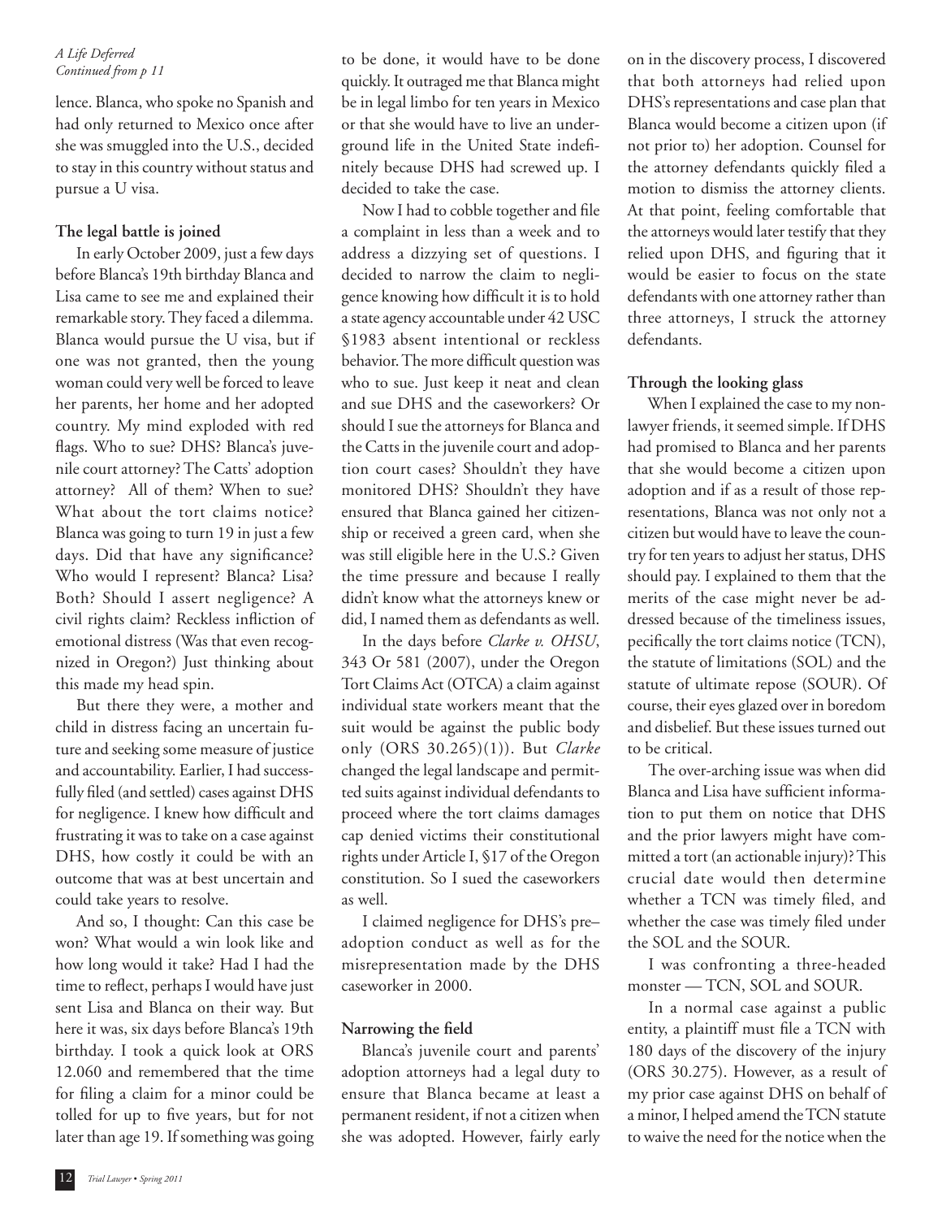*A Life Deferred*
*Continued from p 11*

lence. Blanca, who spoke no Spanish and had only returned to Mexico once after she was smuggled into the U.S., decided to stay in this country without status and pursue a U visa.

**The legal battle is joined**

In early October 2009, just a few days before Blanca's 19th birthday Blanca and Lisa came to see me and explained their remarkable story. They faced a dilemma. Blanca would pursue the U visa, but if one was not granted, then the young woman could very well be forced to leave her parents, her home and her adopted country. My mind exploded with red flags. Who to sue? DHS? Blanca's juvenile court attorney? The Catts' adoption attorney? All of them? When to sue? What about the tort claims notice? Blanca was going to turn 19 in just a few days. Did that have any significance? Who would I represent? Blanca? Lisa? Both? Should I assert negligence? A civil rights claim? Reckless infliction of emotional distress (Was that even recognized in Oregon?) Just thinking about this made my head spin.

But there they were, a mother and child in distress facing an uncertain future and seeking some measure of justice and accountability. Earlier, I had successfully filed (and settled) cases against DHS for negligence. I knew how difficult and frustrating it was to take on a case against DHS, how costly it could be with an outcome that was at best uncertain and could take years to resolve.

And so, I thought: Can this case be won? What would a win look like and how long would it take? Had I had the time to reflect, perhaps I would have just sent Lisa and Blanca on their way. But here it was, six days before Blanca's 19th birthday. I took a quick look at ORS 12.060 and remembered that the time for filing a claim for a minor could be tolled for up to five years, but for not later than age 19. If something was going to be done, it would have to be done quickly. It outraged me that Blanca might be in legal limbo for ten years in Mexico or that she would have to live an underground life in the United State indefinitely because DHS had screwed up. I decided to take the case.

Now I had to cobble together and file a complaint in less than a week and to address a dizzying set of questions. I decided to narrow the claim to negligence knowing how difficult it is to hold a state agency accountable under 42 USC §1983 absent intentional or reckless behavior. The more difficult question was who to sue. Just keep it neat and clean and sue DHS and the caseworkers? Or should I sue the attorneys for Blanca and the Catts in the juvenile court and adoption court cases? Shouldn't they have monitored DHS? Shouldn't they have ensured that Blanca gained her citizenship or received a green card, when she was still eligible here in the U.S.? Given the time pressure and because I really didn't know what the attorneys knew or did, I named them as defendants as well.

In the days before *Clarke v. OHSU*, 343 Or 581 (2007), under the Oregon Tort Claims Act (OTCA) a claim against individual state workers meant that the suit would be against the public body only (ORS 30.265)(1)). But *Clarke* changed the legal landscape and permitted suits against individual defendants to proceed where the tort claims damages cap denied victims their constitutional rights under Article I, §17 of the Oregon constitution. So I sued the caseworkers as well.

I claimed negligence for DHS's pre–adoption conduct as well as for the misrepresentation made by the DHS caseworker in 2000.

**Narrowing the field**

Blanca's juvenile court and parents' adoption attorneys had a legal duty to ensure that Blanca became at least a permanent resident, if not a citizen when she was adopted. However, fairly early on in the discovery process, I discovered that both attorneys had relied upon DHS's representations and case plan that Blanca would become a citizen upon (if not prior to) her adoption. Counsel for the attorney defendants quickly filed a motion to dismiss the attorney clients. At that point, feeling comfortable that the attorneys would later testify that they relied upon DHS, and figuring that it would be easier to focus on the state defendants with one attorney rather than three attorneys, I struck the attorney defendants.

**Through the looking glass**

When I explained the case to my non-lawyer friends, it seemed simple. If DHS had promised to Blanca and her parents that she would become a citizen upon adoption and if as a result of those representations, Blanca was not only not a citizen but would have to leave the country for ten years to adjust her status, DHS should pay. I explained to them that the merits of the case might never be addressed because of the timeliness issues, pecifically the tort claims notice (TCN), the statute of limitations (SOL) and the statute of ultimate repose (SOUR). Of course, their eyes glazed over in boredom and disbelief. But these issues turned out to be critical.

The over-arching issue was when did Blanca and Lisa have sufficient information to put them on notice that DHS and the prior lawyers might have committed a tort (an actionable injury)? This crucial date would then determine whether a TCN was timely filed, and whether the case was timely filed under the SOL and the SOUR.

I was confronting a three-headed monster — TCN, SOL and SOUR.

In a normal case against a public entity, a plaintiff must file a TCN with 180 days of the discovery of the injury (ORS 30.275). However, as a result of my prior case against DHS on behalf of a minor, I helped amend the TCN statute to waive the need for the notice when the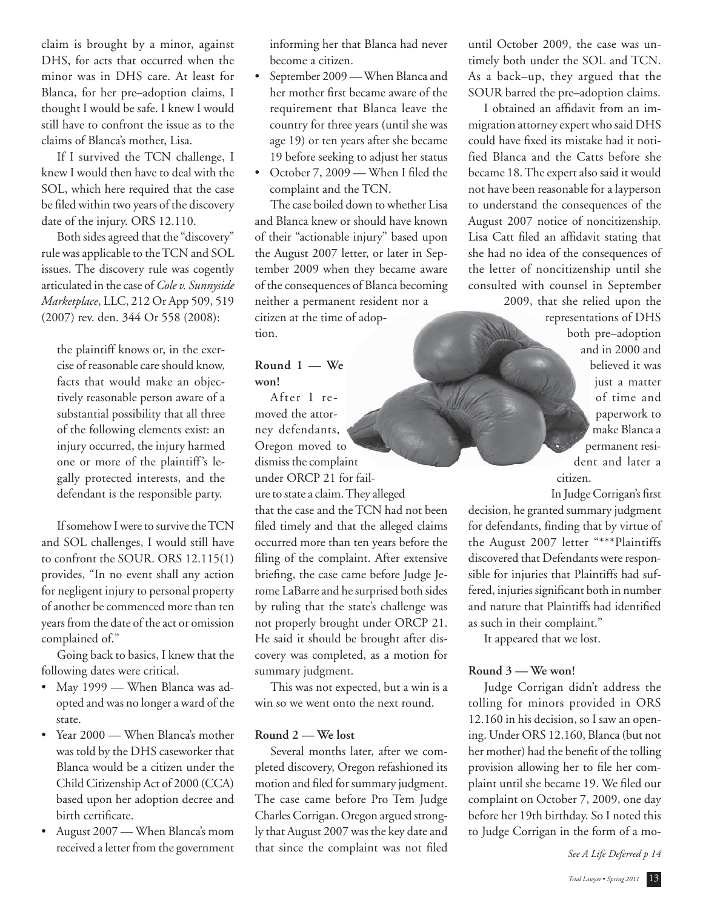claim is brought by a minor, against DHS, for acts that occurred when the minor was in DHS care. At least for Blanca, for her pre–adoption claims, I thought I would be safe. I knew I would still have to confront the issue as to the claims of Blanca's mother, Lisa.

If I survived the TCN challenge, I knew I would then have to deal with the SOL, which here required that the case be filed within two years of the discovery date of the injury. ORS 12.110.

Both sides agreed that the "discovery" rule was applicable to the TCN and SOL issues. The discovery rule was cogently articulated in the case of *Cole v. Sunnyside Marketplace*, LLC, 212 Or App 509, 519 (2007) rev. den. 344 Or 558 (2008):

> the plaintiff knows or, in the exercise of reasonable care should know, facts that would make an objectively reasonable person aware of a substantial possibility that all three of the following elements exist: an injury occurred, the injury harmed one or more of the plaintiff's legally protected interests, and the defendant is the responsible party.

If somehow I were to survive the TCN and SOL challenges, I would still have to confront the SOUR. ORS 12.115(1) provides, "In no event shall any action for negligent injury to personal property of another be commenced more than ten years from the date of the act or omission complained of."

Going back to basics, I knew that the following dates were critical.

- May 1999 — When Blanca was adopted and was no longer a ward of the state.
- Year 2000 — When Blanca's mother was told by the DHS caseworker that Blanca would be a citizen under the Child Citizenship Act of 2000 (CCA) based upon her adoption decree and birth certificate.
- August 2007 — When Blanca's mom received a letter from the government informing her that Blanca had never become a citizen.
- September 2009 — When Blanca and her mother first became aware of the requirement that Blanca leave the country for three years (until she was age 19) or ten years after she became 19 before seeking to adjust her status
- October 7, 2009 — When I filed the complaint and the TCN.

The case boiled down to whether Lisa and Blanca knew or should have known of their "actionable injury" based upon the August 2007 letter, or later in September 2009 when they became aware of the consequences of Blanca becoming neither a permanent resident nor a citizen at the time of adoption.

**Round 1 — We won!**

After I removed the attorney defendants, Oregon moved to dismiss the complaint under ORCP 21 for failure to state a claim. They alleged that the case and the TCN had not been filed timely and that the alleged claims occurred more than ten years before the filing of the complaint. After extensive briefing, the case came before Judge Jerome LaBarre and he surprised both sides by ruling that the state's challenge was not properly brought under ORCP 21. He said it should be brought after discovery was completed, as a motion for summary judgment.

This was not expected, but a win is a win so we went onto the next round.

**Round 2 — We lost**

Several months later, after we completed discovery, Oregon refashioned its motion and filed for summary judgment. The case came before Pro Tem Judge Charles Corrigan. Oregon argued strongly that August 2007 was the key date and that since the complaint was not filed until October 2009, the case was untimely both under the SOL and TCN. As a back–up, they argued that the SOUR barred the pre–adoption claims.

I obtained an affidavit from an immigration attorney expert who said DHS could have fixed its mistake had it notified Blanca and the Catts before she became 18. The expert also said it would not have been reasonable for a layperson to understand the consequences of the August 2007 notice of noncitizenship. Lisa Catt filed an affidavit stating that she had no idea of the consequences of the letter of noncitizenship until she consulted with counsel in September 2009, that she relied upon the representations of DHS both pre–adoption and in 2000 and believed it was just a matter of time and paperwork to make Blanca a permanent resident and later a citizen.

In Judge Corrigan's first decision, he granted summary judgment for defendants, finding that by virtue of the August 2007 letter "***Plaintiffs discovered that Defendants were responsible for injuries that Plaintiffs had suffered, injuries significant both in number and nature that Plaintiffs had identified as such in their complaint."

It appeared that we lost.

**Round 3 — We won!**

Judge Corrigan didn't address the tolling for minors provided in ORS 12.160 in his decision, so I saw an opening. Under ORS 12.160, Blanca (but not her mother) had the benefit of the tolling provision allowing her to file her complaint until she became 19. We filed our complaint on October 7, 2009, one day before her 19th birthday. So I noted this to Judge Corrigan in the form of a mo-

*See A Life Deferred p 14*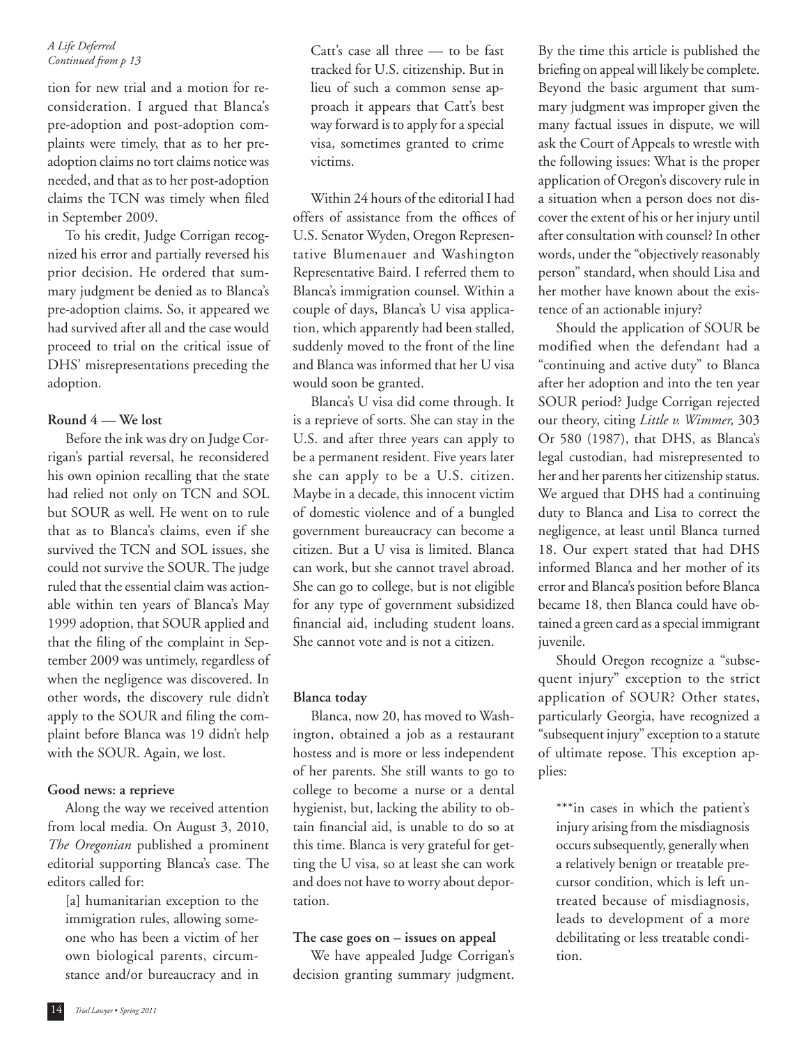*A Life Deferred*
*Continued from p 13*

tion for new trial and a motion for reconsideration. I argued that Blanca's pre-adoption and post-adoption complaints were timely, that as to her pre-adoption claims no tort claims notice was needed, and that as to her post-adoption claims the TCN was timely when filed in September 2009.

To his credit, Judge Corrigan recognized his error and partially reversed his prior decision. He ordered that summary judgment be denied as to Blanca's pre-adoption claims. So, it appeared we had survived after all and the case would proceed to trial on the critical issue of DHS' misrepresentations preceding the adoption.

**Round 4 — We lost**

Before the ink was dry on Judge Corrigan's partial reversal, he reconsidered his own opinion recalling that the state had relied not only on TCN and SOL but SOUR as well. He went on to rule that as to Blanca's claims, even if she survived the TCN and SOL issues, she could not survive the SOUR. The judge ruled that the essential claim was actionable within ten years of Blanca's May 1999 adoption, that SOUR applied and that the filing of the complaint in September 2009 was untimely, regardless of when the negligence was discovered. In other words, the discovery rule didn't apply to the SOUR and filing the complaint before Blanca was 19 didn't help with the SOUR. Again, we lost.

**Good news: a reprieve**

Along the way we received attention from local media. On August 3, 2010, *The Oregonian* published a prominent editorial supporting Blanca's case. The editors called for:

> [a] humanitarian exception to the immigration rules, allowing someone who has been a victim of her own biological parents, circumstance and/or bureaucracy and in Catt's case all three — to be fast tracked for U.S. citizenship. But in lieu of such a common sense approach it appears that Catt's best way forward is to apply for a special visa, sometimes granted to crime victims.

Within 24 hours of the editorial I had offers of assistance from the offices of U.S. Senator Wyden, Oregon Representative Blumenauer and Washington Representative Baird. I referred them to Blanca's immigration counsel. Within a couple of days, Blanca's U visa application, which apparently had been stalled, suddenly moved to the front of the line and Blanca was informed that her U visa would soon be granted.

Blanca's U visa did come through. It is a reprieve of sorts. She can stay in the U.S. and after three years can apply to be a permanent resident. Five years later she can apply to be a U.S. citizen. Maybe in a decade, this innocent victim of domestic violence and of a bungled government bureaucracy can become a citizen. But a U visa is limited. Blanca can work, but she cannot travel abroad. She can go to college, but is not eligible for any type of government subsidized financial aid, including student loans. She cannot vote and is not a citizen.

**Blanca today**

Blanca, now 20, has moved to Washington, obtained a job as a restaurant hostess and is more or less independent of her parents. She still wants to go to college to become a nurse or a dental hygienist, but, lacking the ability to obtain financial aid, is unable to do so at this time. Blanca is very grateful for getting the U visa, so at least she can work and does not have to worry about deportation.

**The case goes on – issues on appeal**

We have appealed Judge Corrigan's decision granting summary judgment. By the time this article is published the briefing on appeal will likely be complete. Beyond the basic argument that summary judgment was improper given the many factual issues in dispute, we will ask the Court of Appeals to wrestle with the following issues: What is the proper application of Oregon's discovery rule in a situation when a person does not discover the extent of his or her injury until after consultation with counsel? In other words, under the "objectively reasonably person" standard, when should Lisa and her mother have known about the existence of an actionable injury?

Should the application of SOUR be modified when the defendant had a "continuing and active duty" to Blanca after her adoption and into the ten year SOUR period? Judge Corrigan rejected our theory, citing *Little v. Wimmer,* 303 Or 580 (1987), that DHS, as Blanca's legal custodian, had misrepresented to her and her parents her citizenship status. We argued that DHS had a continuing duty to Blanca and Lisa to correct the negligence, at least until Blanca turned 18. Our expert stated that had DHS informed Blanca and her mother of its error and Blanca's position before Blanca became 18, then Blanca could have obtained a green card as a special immigrant juvenile.

Should Oregon recognize a "subsequent injury" exception to the strict application of SOUR? Other states, particularly Georgia, have recognized a "subsequent injury" exception to a statute of ultimate repose. This exception applies:

> ***in cases in which the patient's injury arising from the misdiagnosis occurs subsequently, generally when a relatively benign or treatable precursor condition, which is left untreated because of misdiagnosis, leads to development of a more debilitating or less treatable condition.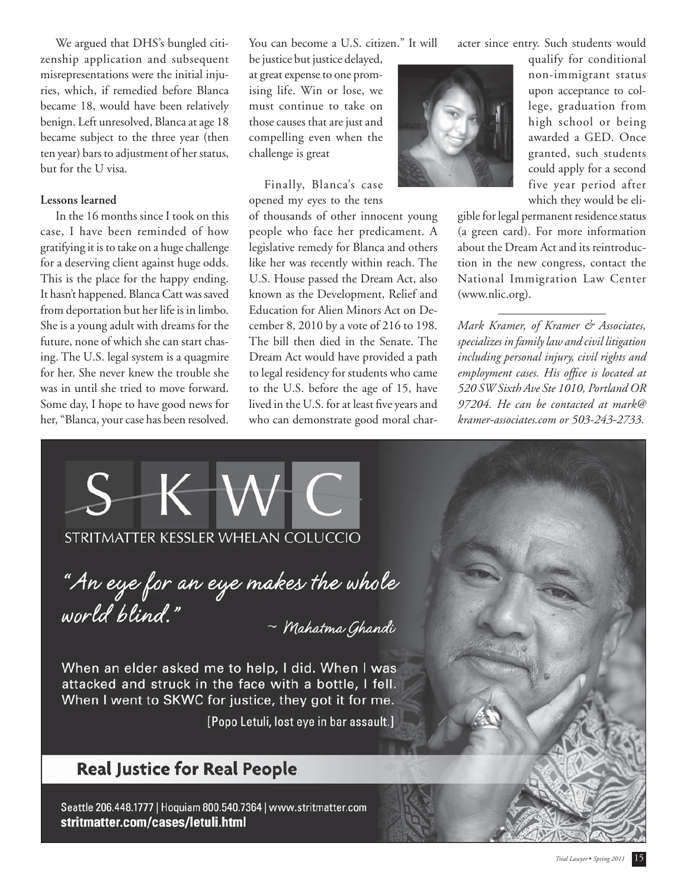We argued that DHS's bungled citizenship application and subsequent misrepresentations were the initial injuries, which, if remedied before Blanca became 18, would have been relatively benign. Left unresolved, Blanca at age 18 became subject to the three year (then ten year) bars to adjustment of her status, but for the U visa.

**Lessons learned**

In the 16 months since I took on this case, I have been reminded of how gratifying it is to take on a huge challenge for a deserving client against huge odds. This is the place for the happy ending. It hasn't happened. Blanca Catt was saved from deportation but her life is in limbo. She is a young adult with dreams for the future, none of which she can start chasing. The U.S. legal system is a quagmire for her. She never knew the trouble she was in until she tried to move forward. Some day, I hope to have good news for her, "Blanca, your case has been resolved. You can become a U.S. citizen." It will be justice but justice delayed, at great expense to one promising life. Win or lose, we must continue to take on those causes that are just and compelling even when the challenge is great

Finally, Blanca's case opened my eyes to the tens of thousands of other innocent young people who face her predicament. A legislative remedy for Blanca and others like her was recently within reach. The U.S. House passed the Dream Act, also known as the Development, Relief and Education for Alien Minors Act on December 8, 2010 by a vote of 216 to 198. The bill then died in the Senate. The Dream Act would have provided a path to legal residency for students who came to the U.S. before the age of 15, have lived in the U.S. for at least five years and who can demonstrate good moral character since entry. Such students would qualify for conditional non-immigrant status upon acceptance to college, graduation from high school or being awarded a GED. Once granted, such students could apply for a second five year period after which they would be eligible for legal permanent residence status (a green card). For more information about the Dream Act and its reintroduction in the new congress, contact the National Immigration Law Center (www.nlic.org).

---

*Mark Kramer, of Kramer & Associates, specializes in family law and civil litigation including personal injury, civil rights and employment cases. His office is located at 520 SW Sixth Ave Ste 1010, Portland OR 97204. He can be contacted at mark@kramer-associates.com or 503-243-2733.*

SKWC

STRITMATTER KESSLER WHELAN COLUCCIO

"An eye for an eye makes the whole world blind."

~ Mahatma Ghandi

When an elder asked me to help, I did. When I was attacked and struck in the face with a bottle, I fell. When I went to SKWC for justice, they got it for me.

[Popo Letuli, lost eye in bar assault.]

**Real Justice for Real People**

Seattle 206.448.1777 | Hoquiam 800.540.7364 | www.stritmatter.com

**stritmatter.com/cases/letuli.html**